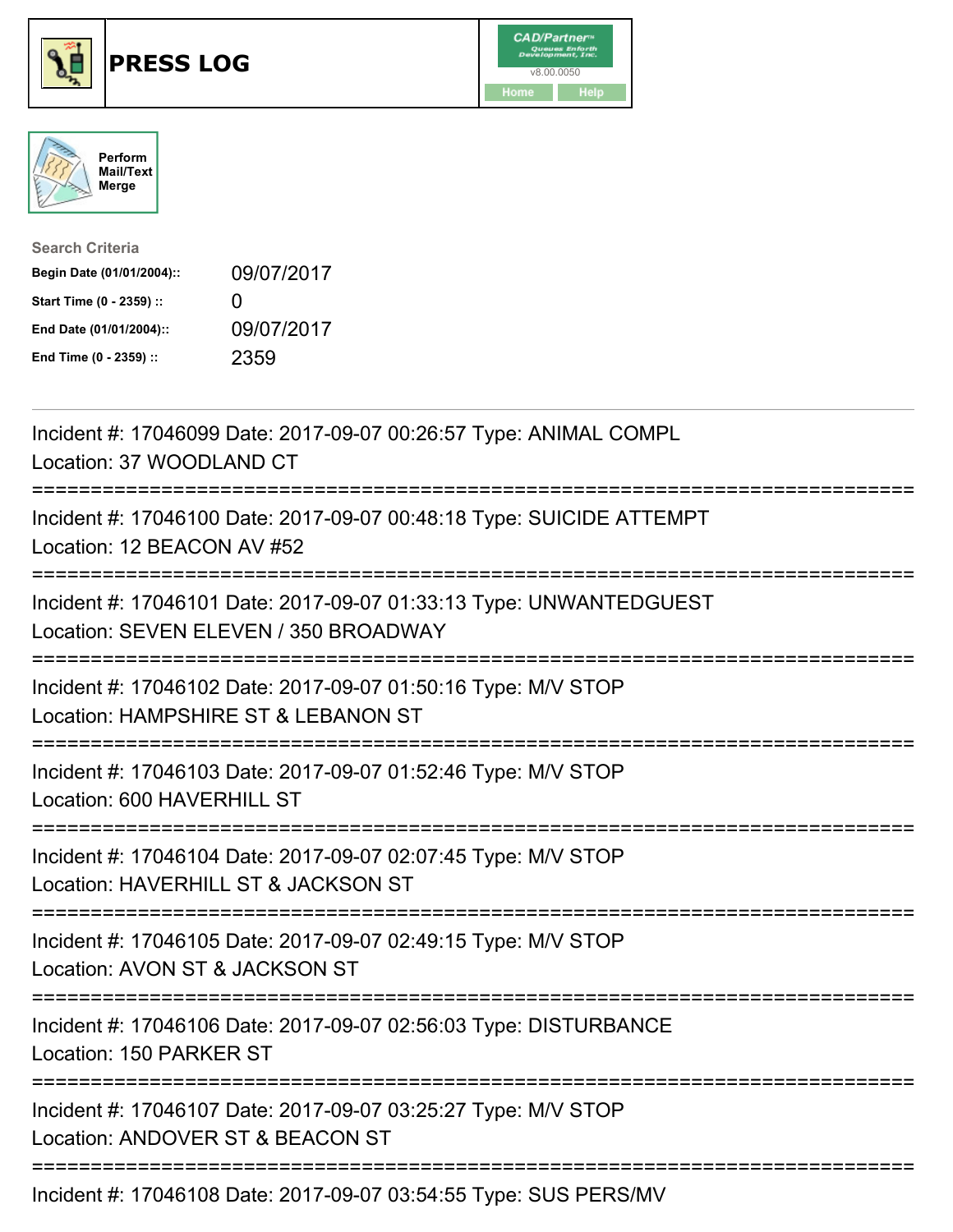# PRESS LOG

CAD/Partner™
v8.00.0050
Home Help

Perform Mail/Text Merge

**Search Criteria**

| | |
|---|---|
| **Begin Date (01/01/2004)::** | 09/07/2017 |
| **Start Time (0 - 2359) ::** | 0 |
| **End Date (01/01/2004)::** | 09/07/2017 |
| **End Time (0 - 2359) ::** | 2359 |

---

Incident #: 17046099 Date: 2017-09-07 00:26:57 Type: ANIMAL COMPL
Location: 37 WOODLAND CT

===========================================================================

Incident #: 17046100 Date: 2017-09-07 00:48:18 Type: SUICIDE ATTEMPT
Location: 12 BEACON AV #52

===========================================================================

Incident #: 17046101 Date: 2017-09-07 01:33:13 Type: UNWANTEDGUEST
Location: SEVEN ELEVEN / 350 BROADWAY

===========================================================================

Incident #: 17046102 Date: 2017-09-07 01:50:16 Type: M/V STOP
Location: HAMPSHIRE ST & LEBANON ST

===========================================================================

Incident #: 17046103 Date: 2017-09-07 01:52:46 Type: M/V STOP
Location: 600 HAVERHILL ST

===========================================================================

Incident #: 17046104 Date: 2017-09-07 02:07:45 Type: M/V STOP
Location: HAVERHILL ST & JACKSON ST

===========================================================================

Incident #: 17046105 Date: 2017-09-07 02:49:15 Type: M/V STOP
Location: AVON ST & JACKSON ST

===========================================================================

Incident #: 17046106 Date: 2017-09-07 02:56:03 Type: DISTURBANCE
Location: 150 PARKER ST

===========================================================================

Incident #: 17046107 Date: 2017-09-07 03:25:27 Type: M/V STOP
Location: ANDOVER ST & BEACON ST

===========================================================================

Incident #: 17046108 Date: 2017-09-07 03:54:55 Type: SUS PERS/MV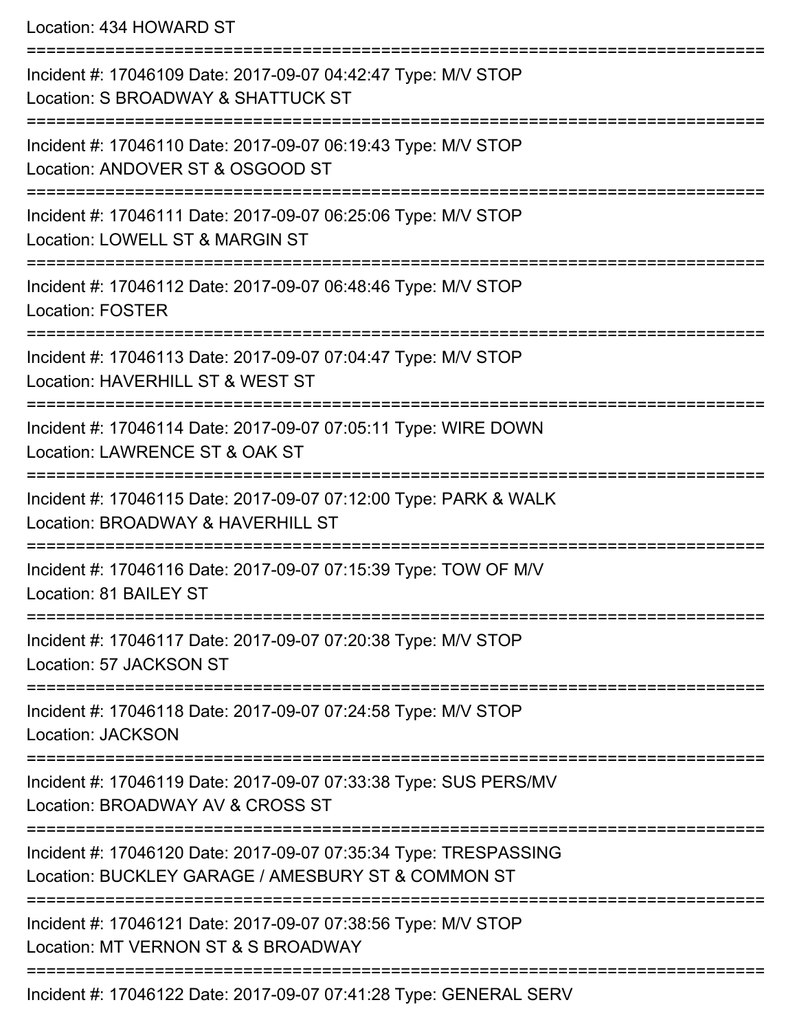Location: 434 HOWARD ST

===========================================================================

Incident #: 17046109 Date: 2017-09-07 04:42:47 Type: M/V STOP
Location: S BROADWAY & SHATTUCK ST

===========================================================================

Incident #: 17046110 Date: 2017-09-07 06:19:43 Type: M/V STOP
Location: ANDOVER ST & OSGOOD ST

===========================================================================

Incident #: 17046111 Date: 2017-09-07 06:25:06 Type: M/V STOP
Location: LOWELL ST & MARGIN ST

===========================================================================

Incident #: 17046112 Date: 2017-09-07 06:48:46 Type: M/V STOP
Location: FOSTER

===========================================================================

Incident #: 17046113 Date: 2017-09-07 07:04:47 Type: M/V STOP
Location: HAVERHILL ST & WEST ST

===========================================================================

Incident #: 17046114 Date: 2017-09-07 07:05:11 Type: WIRE DOWN
Location: LAWRENCE ST & OAK ST

===========================================================================

Incident #: 17046115 Date: 2017-09-07 07:12:00 Type: PARK & WALK
Location: BROADWAY & HAVERHILL ST

===========================================================================

Incident #: 17046116 Date: 2017-09-07 07:15:39 Type: TOW OF M/V
Location: 81 BAILEY ST

===========================================================================

Incident #: 17046117 Date: 2017-09-07 07:20:38 Type: M/V STOP
Location: 57 JACKSON ST

===========================================================================

Incident #: 17046118 Date: 2017-09-07 07:24:58 Type: M/V STOP
Location: JACKSON

===========================================================================

Incident #: 17046119 Date: 2017-09-07 07:33:38 Type: SUS PERS/MV
Location: BROADWAY AV & CROSS ST

===========================================================================

Incident #: 17046120 Date: 2017-09-07 07:35:34 Type: TRESPASSING
Location: BUCKLEY GARAGE / AMESBURY ST & COMMON ST

===========================================================================

Incident #: 17046121 Date: 2017-09-07 07:38:56 Type: M/V STOP
Location: MT VERNON ST & S BROADWAY

===========================================================================

Incident #: 17046122 Date: 2017-09-07 07:41:28 Type: GENERAL SERV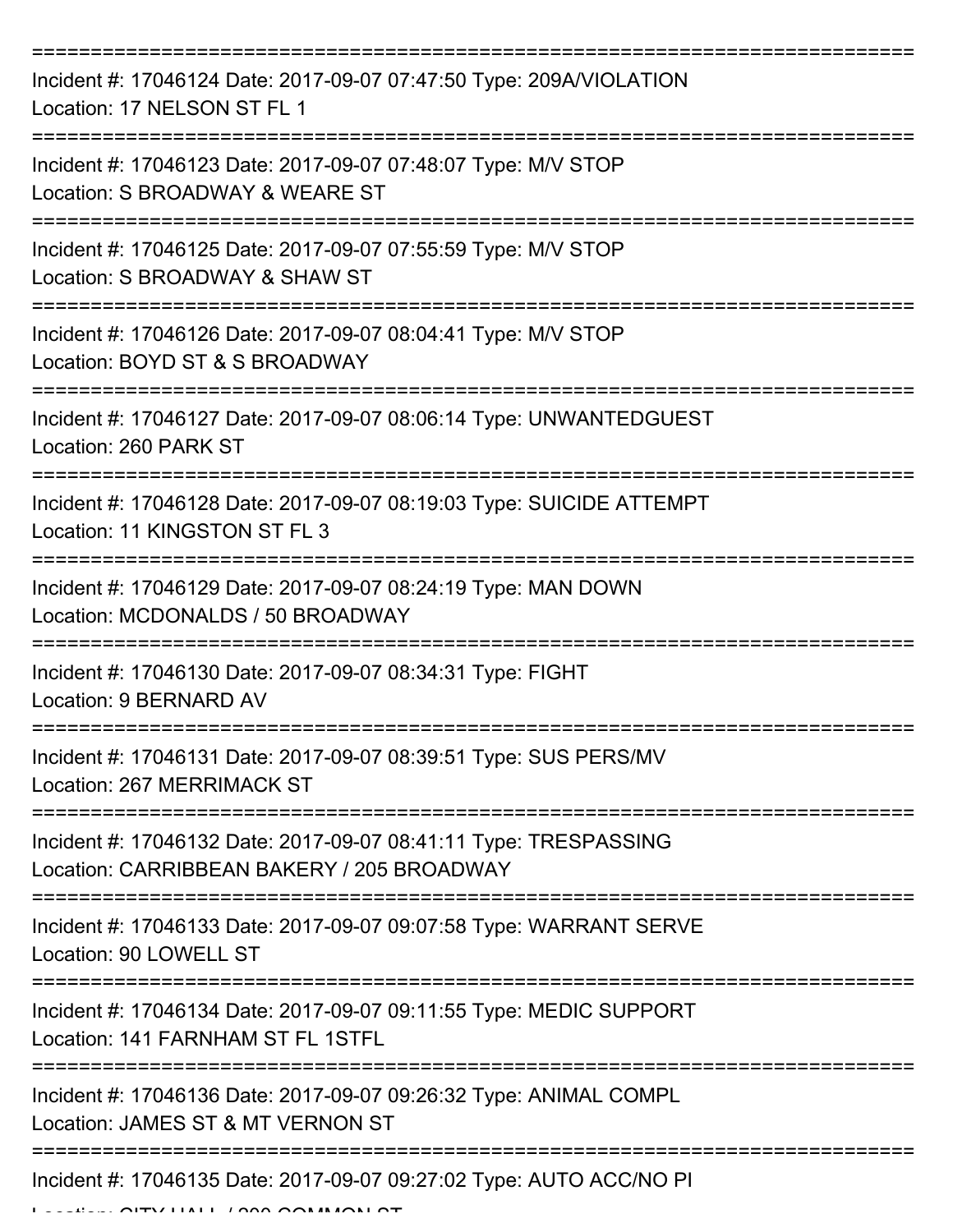===========================================================================

Incident #: 17046124 Date: 2017-09-07 07:47:50 Type: 209A/VIOLATION
Location: 17 NELSON ST FL 1

===========================================================================

Incident #: 17046123 Date: 2017-09-07 07:48:07 Type: M/V STOP
Location: S BROADWAY & WEARE ST

===========================================================================

Incident #: 17046125 Date: 2017-09-07 07:55:59 Type: M/V STOP
Location: S BROADWAY & SHAW ST

===========================================================================

Incident #: 17046126 Date: 2017-09-07 08:04:41 Type: M/V STOP
Location: BOYD ST & S BROADWAY

===========================================================================

Incident #: 17046127 Date: 2017-09-07 08:06:14 Type: UNWANTEDGUEST
Location: 260 PARK ST

===========================================================================

Incident #: 17046128 Date: 2017-09-07 08:19:03 Type: SUICIDE ATTEMPT
Location: 11 KINGSTON ST FL 3

===========================================================================

Incident #: 17046129 Date: 2017-09-07 08:24:19 Type: MAN DOWN
Location: MCDONALDS / 50 BROADWAY

===========================================================================

Incident #: 17046130 Date: 2017-09-07 08:34:31 Type: FIGHT
Location: 9 BERNARD AV

===========================================================================

Incident #: 17046131 Date: 2017-09-07 08:39:51 Type: SUS PERS/MV
Location: 267 MERRIMACK ST

===========================================================================

Incident #: 17046132 Date: 2017-09-07 08:41:11 Type: TRESPASSING
Location: CARRIBBEAN BAKERY / 205 BROADWAY

===========================================================================

Incident #: 17046133 Date: 2017-09-07 09:07:58 Type: WARRANT SERVE
Location: 90 LOWELL ST

===========================================================================

Incident #: 17046134 Date: 2017-09-07 09:11:55 Type: MEDIC SUPPORT
Location: 141 FARNHAM ST FL 1STFL

===========================================================================

Incident #: 17046136 Date: 2017-09-07 09:26:32 Type: ANIMAL COMPL
Location: JAMES ST & MT VERNON ST

===========================================================================

Incident #: 17046135 Date: 2017-09-07 09:27:02 Type: AUTO ACC/NO PI
Location: CITY HALL / 200 COMMON ST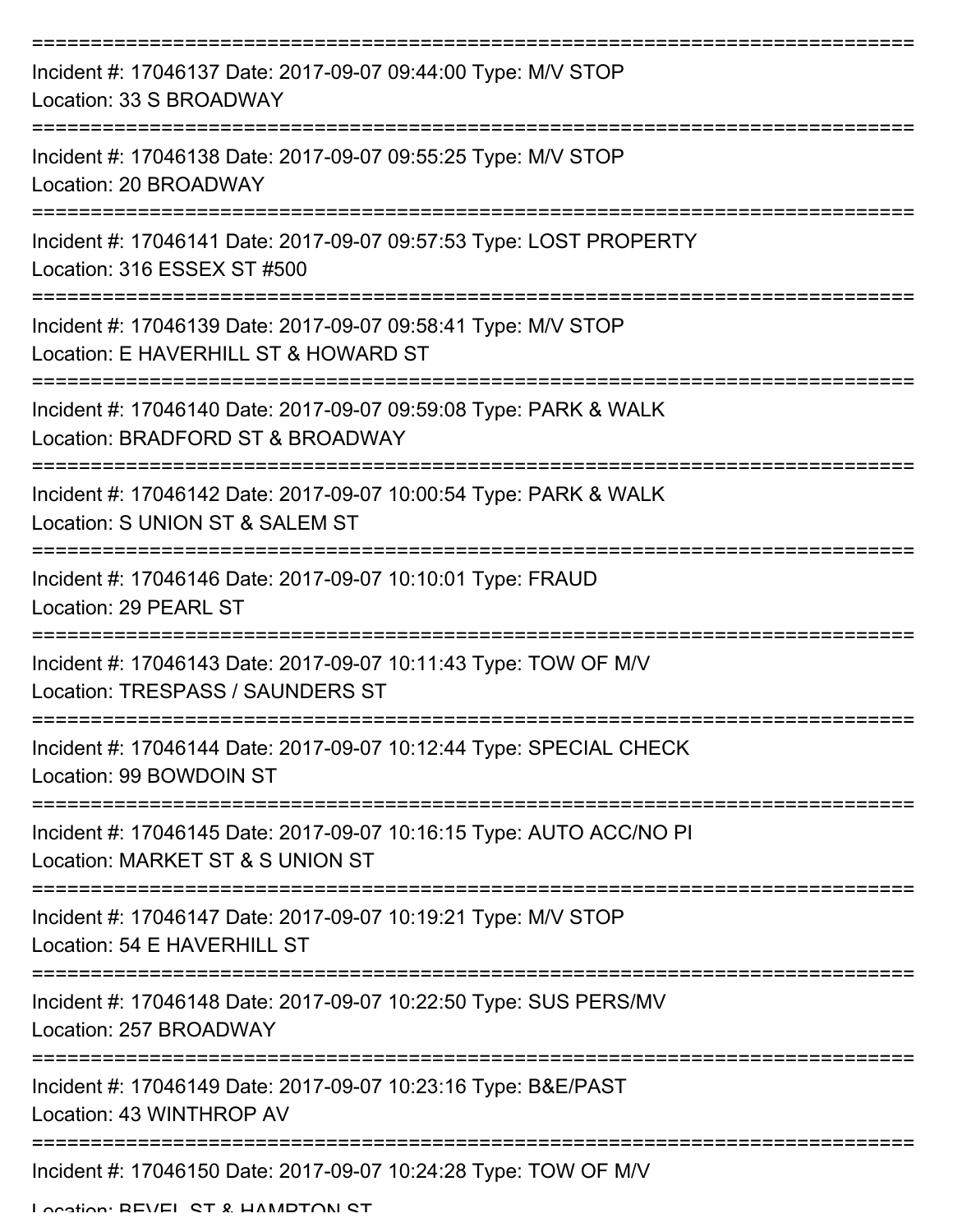===========================================================================

Incident #: 17046137 Date: 2017-09-07 09:44:00 Type: M/V STOP
Location: 33 S BROADWAY

===========================================================================

Incident #: 17046138 Date: 2017-09-07 09:55:25 Type: M/V STOP
Location: 20 BROADWAY

===========================================================================

Incident #: 17046141 Date: 2017-09-07 09:57:53 Type: LOST PROPERTY
Location: 316 ESSEX ST #500

===========================================================================

Incident #: 17046139 Date: 2017-09-07 09:58:41 Type: M/V STOP
Location: E HAVERHILL ST & HOWARD ST

===========================================================================

Incident #: 17046140 Date: 2017-09-07 09:59:08 Type: PARK & WALK
Location: BRADFORD ST & BROADWAY

===========================================================================

Incident #: 17046142 Date: 2017-09-07 10:00:54 Type: PARK & WALK
Location: S UNION ST & SALEM ST

===========================================================================

Incident #: 17046146 Date: 2017-09-07 10:10:01 Type: FRAUD
Location: 29 PEARL ST

===========================================================================

Incident #: 17046143 Date: 2017-09-07 10:11:43 Type: TOW OF M/V
Location: TRESPASS / SAUNDERS ST

===========================================================================

Incident #: 17046144 Date: 2017-09-07 10:12:44 Type: SPECIAL CHECK
Location: 99 BOWDOIN ST

===========================================================================

Incident #: 17046145 Date: 2017-09-07 10:16:15 Type: AUTO ACC/NO PI
Location: MARKET ST & S UNION ST

===========================================================================

Incident #: 17046147 Date: 2017-09-07 10:19:21 Type: M/V STOP
Location: 54 E HAVERHILL ST

===========================================================================

Incident #: 17046148 Date: 2017-09-07 10:22:50 Type: SUS PERS/MV
Location: 257 BROADWAY

===========================================================================

Incident #: 17046149 Date: 2017-09-07 10:23:16 Type: B&E/PAST
Location: 43 WINTHROP AV

===========================================================================

Incident #: 17046150 Date: 2017-09-07 10:24:28 Type: TOW OF M/V
Location: BEVEL ST & HAMPTON ST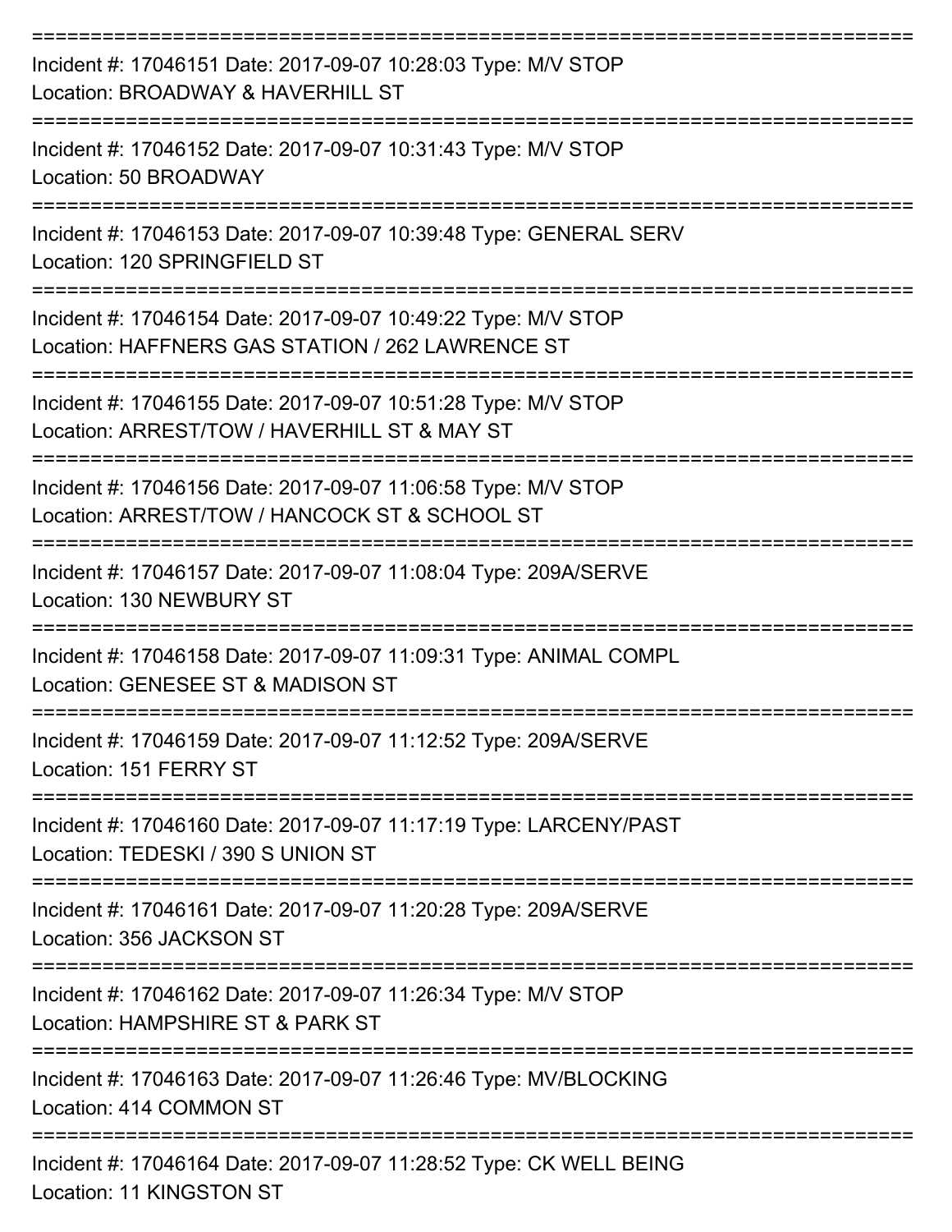===========================================================================

Incident #: 17046151 Date: 2017-09-07 10:28:03 Type: M/V STOP
Location: BROADWAY & HAVERHILL ST

===========================================================================

Incident #: 17046152 Date: 2017-09-07 10:31:43 Type: M/V STOP
Location: 50 BROADWAY

===========================================================================

Incident #: 17046153 Date: 2017-09-07 10:39:48 Type: GENERAL SERV
Location: 120 SPRINGFIELD ST

===========================================================================

Incident #: 17046154 Date: 2017-09-07 10:49:22 Type: M/V STOP
Location: HAFFNERS GAS STATION / 262 LAWRENCE ST

===========================================================================

Incident #: 17046155 Date: 2017-09-07 10:51:28 Type: M/V STOP
Location: ARREST/TOW / HAVERHILL ST & MAY ST

===========================================================================

Incident #: 17046156 Date: 2017-09-07 11:06:58 Type: M/V STOP
Location: ARREST/TOW / HANCOCK ST & SCHOOL ST

===========================================================================

Incident #: 17046157 Date: 2017-09-07 11:08:04 Type: 209A/SERVE
Location: 130 NEWBURY ST

===========================================================================

Incident #: 17046158 Date: 2017-09-07 11:09:31 Type: ANIMAL COMPL
Location: GENESEE ST & MADISON ST

===========================================================================

Incident #: 17046159 Date: 2017-09-07 11:12:52 Type: 209A/SERVE
Location: 151 FERRY ST

===========================================================================

Incident #: 17046160 Date: 2017-09-07 11:17:19 Type: LARCENY/PAST
Location: TEDESKI / 390 S UNION ST

===========================================================================

Incident #: 17046161 Date: 2017-09-07 11:20:28 Type: 209A/SERVE
Location: 356 JACKSON ST

===========================================================================

Incident #: 17046162 Date: 2017-09-07 11:26:34 Type: M/V STOP
Location: HAMPSHIRE ST & PARK ST

===========================================================================

Incident #: 17046163 Date: 2017-09-07 11:26:46 Type: MV/BLOCKING
Location: 414 COMMON ST

===========================================================================

Incident #: 17046164 Date: 2017-09-07 11:28:52 Type: CK WELL BEING
Location: 11 KINGSTON ST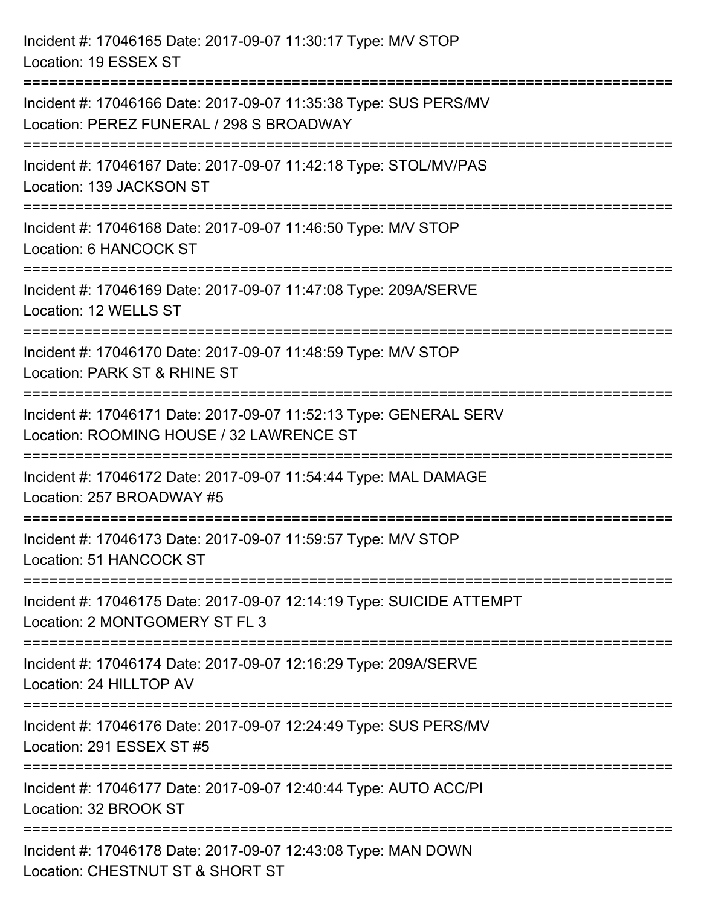Incident #: 17046165 Date: 2017-09-07 11:30:17 Type: M/V STOP
Location: 19 ESSEX ST

===========================================================================

Incident #: 17046166 Date: 2017-09-07 11:35:38 Type: SUS PERS/MV
Location: PEREZ FUNERAL / 298 S BROADWAY

===========================================================================

Incident #: 17046167 Date: 2017-09-07 11:42:18 Type: STOL/MV/PAS
Location: 139 JACKSON ST

===========================================================================

Incident #: 17046168 Date: 2017-09-07 11:46:50 Type: M/V STOP
Location: 6 HANCOCK ST

===========================================================================

Incident #: 17046169 Date: 2017-09-07 11:47:08 Type: 209A/SERVE
Location: 12 WELLS ST

===========================================================================

Incident #: 17046170 Date: 2017-09-07 11:48:59 Type: M/V STOP
Location: PARK ST & RHINE ST

===========================================================================

Incident #: 17046171 Date: 2017-09-07 11:52:13 Type: GENERAL SERV
Location: ROOMING HOUSE / 32 LAWRENCE ST

===========================================================================

Incident #: 17046172 Date: 2017-09-07 11:54:44 Type: MAL DAMAGE
Location: 257 BROADWAY #5

===========================================================================

Incident #: 17046173 Date: 2017-09-07 11:59:57 Type: M/V STOP
Location: 51 HANCOCK ST

===========================================================================

Incident #: 17046175 Date: 2017-09-07 12:14:19 Type: SUICIDE ATTEMPT
Location: 2 MONTGOMERY ST FL 3

===========================================================================

Incident #: 17046174 Date: 2017-09-07 12:16:29 Type: 209A/SERVE
Location: 24 HILLTOP AV

===========================================================================

Incident #: 17046176 Date: 2017-09-07 12:24:49 Type: SUS PERS/MV
Location: 291 ESSEX ST #5

===========================================================================

Incident #: 17046177 Date: 2017-09-07 12:40:44 Type: AUTO ACC/PI
Location: 32 BROOK ST

===========================================================================

Incident #: 17046178 Date: 2017-09-07 12:43:08 Type: MAN DOWN
Location: CHESTNUT ST & SHORT ST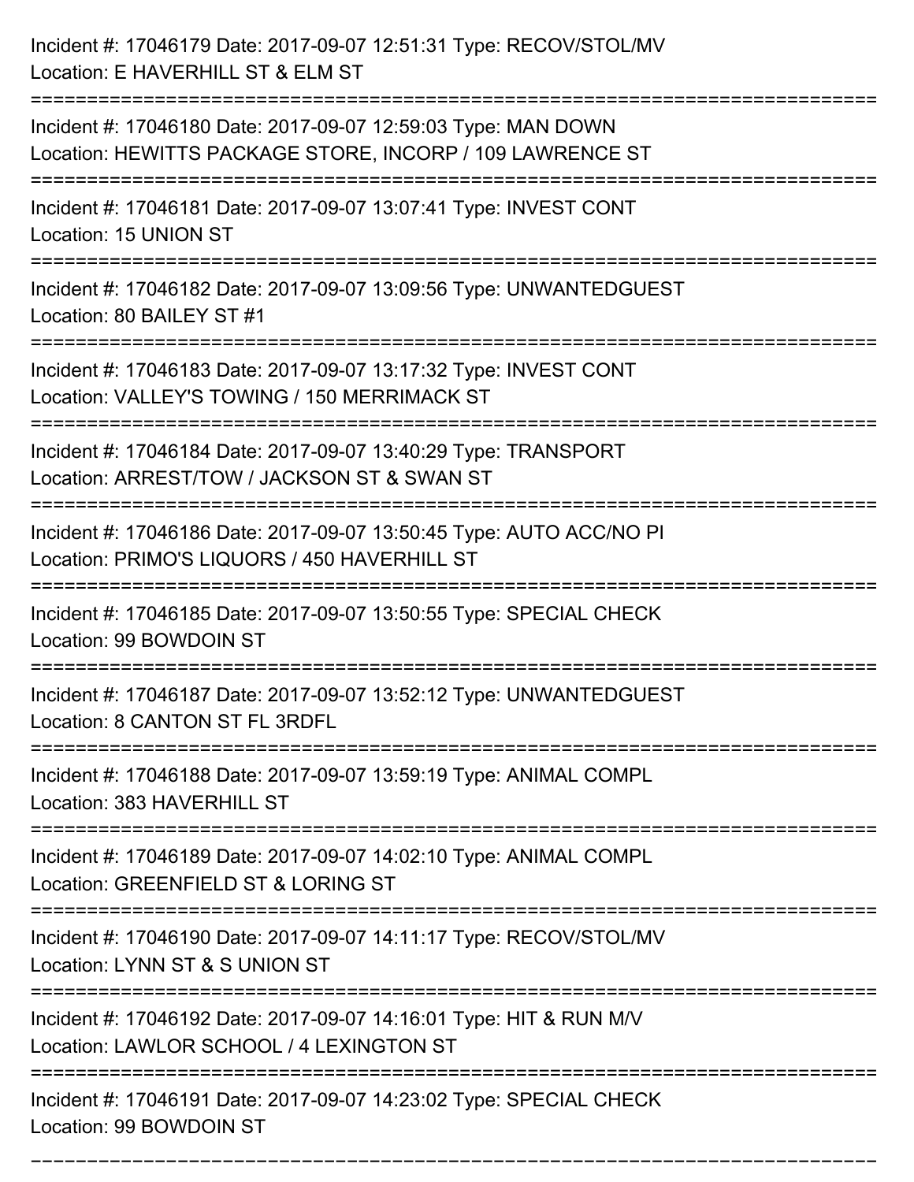Incident #: 17046179 Date: 2017-09-07 12:51:31 Type: RECOV/STOL/MV
Location: E HAVERHILL ST & ELM ST

===========================================================================

Incident #: 17046180 Date: 2017-09-07 12:59:03 Type: MAN DOWN
Location: HEWITTS PACKAGE STORE, INCORP / 109 LAWRENCE ST

===========================================================================

Incident #: 17046181 Date: 2017-09-07 13:07:41 Type: INVEST CONT
Location: 15 UNION ST

===========================================================================

Incident #: 17046182 Date: 2017-09-07 13:09:56 Type: UNWANTEDGUEST
Location: 80 BAILEY ST #1

===========================================================================

Incident #: 17046183 Date: 2017-09-07 13:17:32 Type: INVEST CONT
Location: VALLEY'S TOWING / 150 MERRIMACK ST

===========================================================================

Incident #: 17046184 Date: 2017-09-07 13:40:29 Type: TRANSPORT
Location: ARREST/TOW / JACKSON ST & SWAN ST

===========================================================================

Incident #: 17046186 Date: 2017-09-07 13:50:45 Type: AUTO ACC/NO PI
Location: PRIMO'S LIQUORS / 450 HAVERHILL ST

===========================================================================

Incident #: 17046185 Date: 2017-09-07 13:50:55 Type: SPECIAL CHECK
Location: 99 BOWDOIN ST

===========================================================================

Incident #: 17046187 Date: 2017-09-07 13:52:12 Type: UNWANTEDGUEST
Location: 8 CANTON ST FL 3RDFL

===========================================================================

Incident #: 17046188 Date: 2017-09-07 13:59:19 Type: ANIMAL COMPL
Location: 383 HAVERHILL ST

===========================================================================

Incident #: 17046189 Date: 2017-09-07 14:02:10 Type: ANIMAL COMPL
Location: GREENFIELD ST & LORING ST

===========================================================================

Incident #: 17046190 Date: 2017-09-07 14:11:17 Type: RECOV/STOL/MV
Location: LYNN ST & S UNION ST

===========================================================================

Incident #: 17046192 Date: 2017-09-07 14:16:01 Type: HIT & RUN M/V
Location: LAWLOR SCHOOL / 4 LEXINGTON ST

===========================================================================

Incident #: 17046191 Date: 2017-09-07 14:23:02 Type: SPECIAL CHECK
Location: 99 BOWDOIN ST

===========================================================================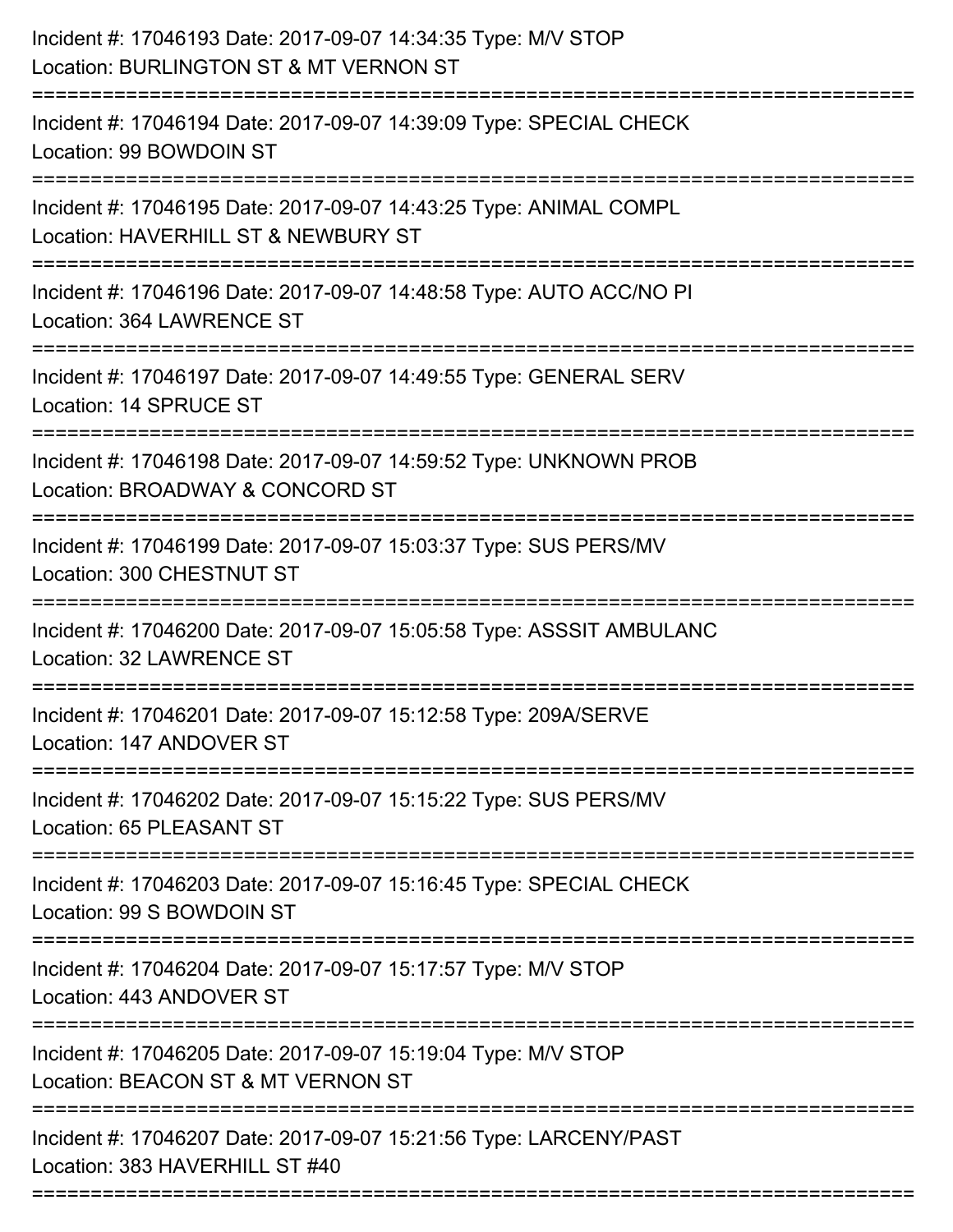Incident #: 17046193 Date: 2017-09-07 14:34:35 Type: M/V STOP
Location: BURLINGTON ST & MT VERNON ST

===========================================================================

Incident #: 17046194 Date: 2017-09-07 14:39:09 Type: SPECIAL CHECK
Location: 99 BOWDOIN ST

===========================================================================

Incident #: 17046195 Date: 2017-09-07 14:43:25 Type: ANIMAL COMPL
Location: HAVERHILL ST & NEWBURY ST

===========================================================================

Incident #: 17046196 Date: 2017-09-07 14:48:58 Type: AUTO ACC/NO PI
Location: 364 LAWRENCE ST

===========================================================================

Incident #: 17046197 Date: 2017-09-07 14:49:55 Type: GENERAL SERV
Location: 14 SPRUCE ST

===========================================================================

Incident #: 17046198 Date: 2017-09-07 14:59:52 Type: UNKNOWN PROB
Location: BROADWAY & CONCORD ST

===========================================================================

Incident #: 17046199 Date: 2017-09-07 15:03:37 Type: SUS PERS/MV
Location: 300 CHESTNUT ST

===========================================================================

Incident #: 17046200 Date: 2017-09-07 15:05:58 Type: ASSSIT AMBULANC
Location: 32 LAWRENCE ST

===========================================================================

Incident #: 17046201 Date: 2017-09-07 15:12:58 Type: 209A/SERVE
Location: 147 ANDOVER ST

===========================================================================

Incident #: 17046202 Date: 2017-09-07 15:15:22 Type: SUS PERS/MV
Location: 65 PLEASANT ST

===========================================================================

Incident #: 17046203 Date: 2017-09-07 15:16:45 Type: SPECIAL CHECK
Location: 99 S BOWDOIN ST

===========================================================================

Incident #: 17046204 Date: 2017-09-07 15:17:57 Type: M/V STOP
Location: 443 ANDOVER ST

===========================================================================

Incident #: 17046205 Date: 2017-09-07 15:19:04 Type: M/V STOP
Location: BEACON ST & MT VERNON ST

===========================================================================

Incident #: 17046207 Date: 2017-09-07 15:21:56 Type: LARCENY/PAST
Location: 383 HAVERHILL ST #40

===========================================================================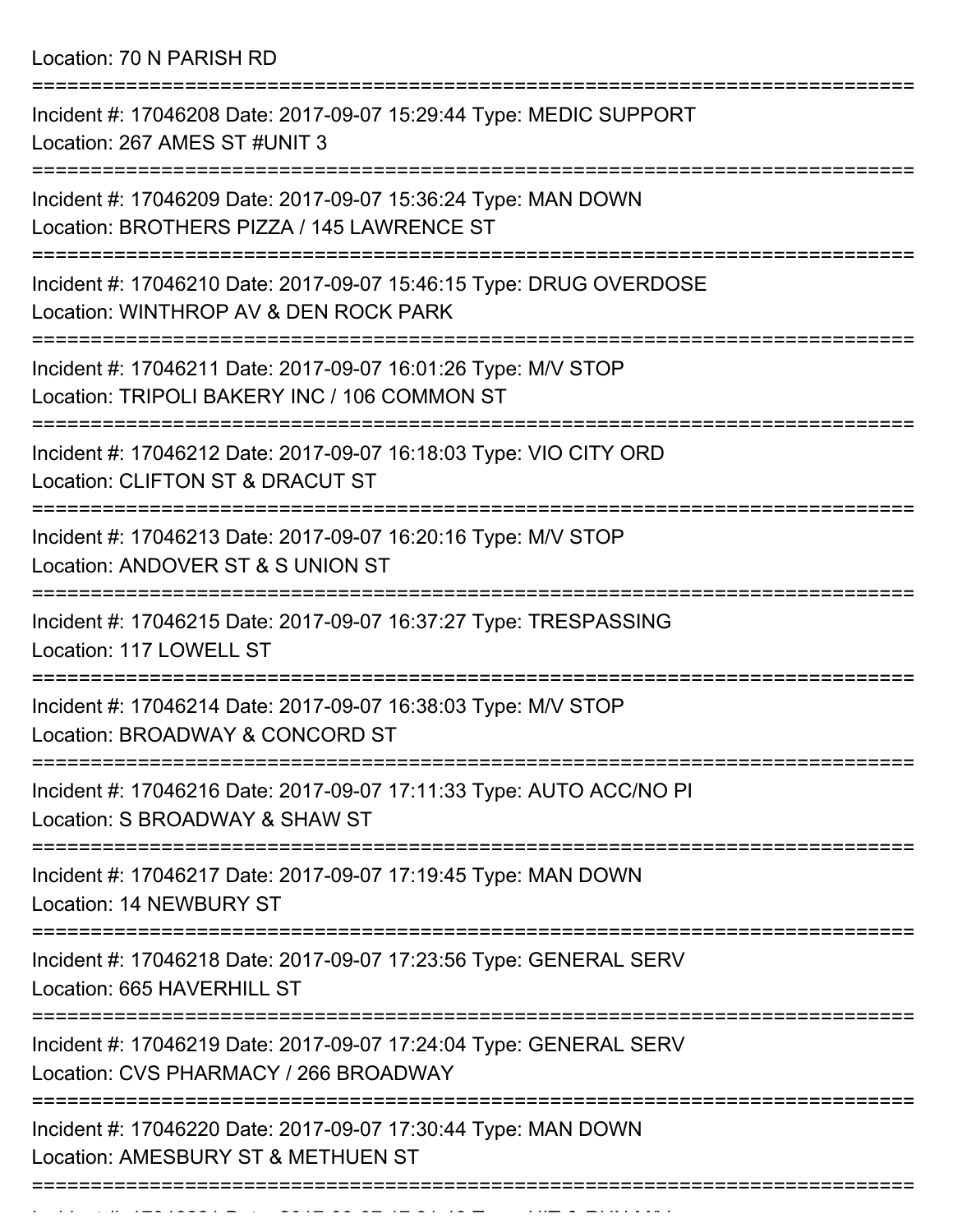Location: 70 N PARISH RD

===========================================================================

Incident #: 17046208 Date: 2017-09-07 15:29:44 Type: MEDIC SUPPORT
Location: 267 AMES ST #UNIT 3

===========================================================================

Incident #: 17046209 Date: 2017-09-07 15:36:24 Type: MAN DOWN
Location: BROTHERS PIZZA / 145 LAWRENCE ST

===========================================================================

Incident #: 17046210 Date: 2017-09-07 15:46:15 Type: DRUG OVERDOSE
Location: WINTHROP AV & DEN ROCK PARK

===========================================================================

Incident #: 17046211 Date: 2017-09-07 16:01:26 Type: M/V STOP
Location: TRIPOLI BAKERY INC / 106 COMMON ST

===========================================================================

Incident #: 17046212 Date: 2017-09-07 16:18:03 Type: VIO CITY ORD
Location: CLIFTON ST & DRACUT ST

===========================================================================

Incident #: 17046213 Date: 2017-09-07 16:20:16 Type: M/V STOP
Location: ANDOVER ST & S UNION ST

===========================================================================

Incident #: 17046215 Date: 2017-09-07 16:37:27 Type: TRESPASSING
Location: 117 LOWELL ST

===========================================================================

Incident #: 17046214 Date: 2017-09-07 16:38:03 Type: M/V STOP
Location: BROADWAY & CONCORD ST

===========================================================================

Incident #: 17046216 Date: 2017-09-07 17:11:33 Type: AUTO ACC/NO PI
Location: S BROADWAY & SHAW ST

===========================================================================

Incident #: 17046217 Date: 2017-09-07 17:19:45 Type: MAN DOWN
Location: 14 NEWBURY ST

===========================================================================

Incident #: 17046218 Date: 2017-09-07 17:23:56 Type: GENERAL SERV
Location: 665 HAVERHILL ST

===========================================================================

Incident #: 17046219 Date: 2017-09-07 17:24:04 Type: GENERAL SERV
Location: CVS PHARMACY / 266 BROADWAY

===========================================================================

Incident #: 17046220 Date: 2017-09-07 17:30:44 Type: MAN DOWN
Location: AMESBURY ST & METHUEN ST

===========================================================================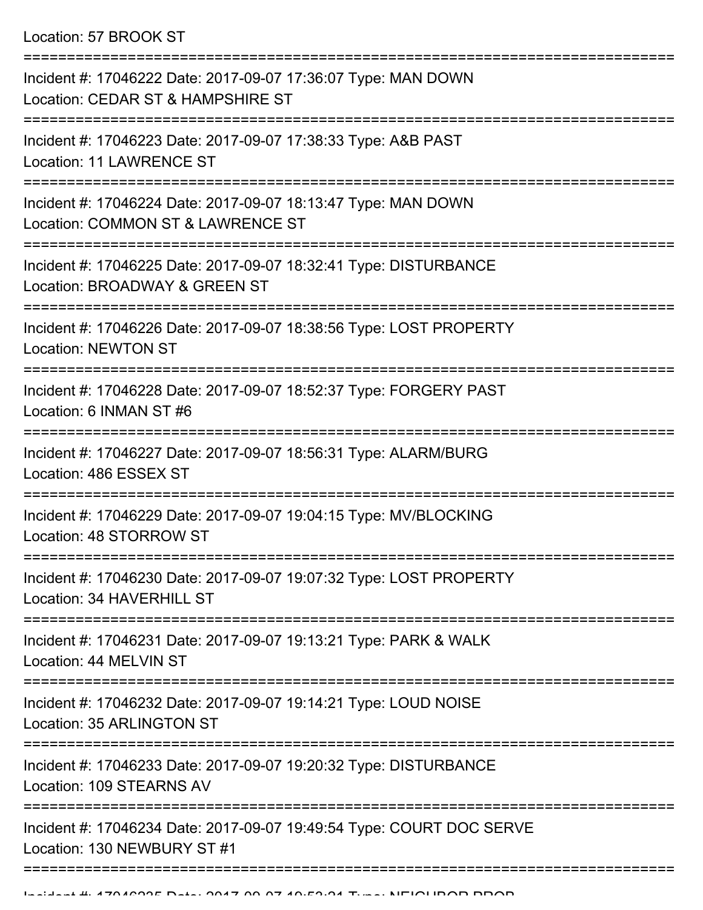Location: 57 BROOK ST

===========================================================================

Incident #: 17046222 Date: 2017-09-07 17:36:07 Type: MAN DOWN
Location: CEDAR ST & HAMPSHIRE ST

===========================================================================

Incident #: 17046223 Date: 2017-09-07 17:38:33 Type: A&B PAST
Location: 11 LAWRENCE ST

===========================================================================

Incident #: 17046224 Date: 2017-09-07 18:13:47 Type: MAN DOWN
Location: COMMON ST & LAWRENCE ST

===========================================================================

Incident #: 17046225 Date: 2017-09-07 18:32:41 Type: DISTURBANCE
Location: BROADWAY & GREEN ST

===========================================================================

Incident #: 17046226 Date: 2017-09-07 18:38:56 Type: LOST PROPERTY
Location: NEWTON ST

===========================================================================

Incident #: 17046228 Date: 2017-09-07 18:52:37 Type: FORGERY PAST
Location: 6 INMAN ST #6

===========================================================================

Incident #: 17046227 Date: 2017-09-07 18:56:31 Type: ALARM/BURG
Location: 486 ESSEX ST

===========================================================================

Incident #: 17046229 Date: 2017-09-07 19:04:15 Type: MV/BLOCKING
Location: 48 STORROW ST

===========================================================================

Incident #: 17046230 Date: 2017-09-07 19:07:32 Type: LOST PROPERTY
Location: 34 HAVERHILL ST

===========================================================================

Incident #: 17046231 Date: 2017-09-07 19:13:21 Type: PARK & WALK
Location: 44 MELVIN ST

===========================================================================

Incident #: 17046232 Date: 2017-09-07 19:14:21 Type: LOUD NOISE
Location: 35 ARLINGTON ST

===========================================================================

Incident #: 17046233 Date: 2017-09-07 19:20:32 Type: DISTURBANCE
Location: 109 STEARNS AV

===========================================================================

Incident #: 17046234 Date: 2017-09-07 19:49:54 Type: COURT DOC SERVE
Location: 130 NEWBURY ST #1

===========================================================================

Incident #: 17046235 Date: 2017-09-07 19:53:21 Type: NEIGHBOR PROB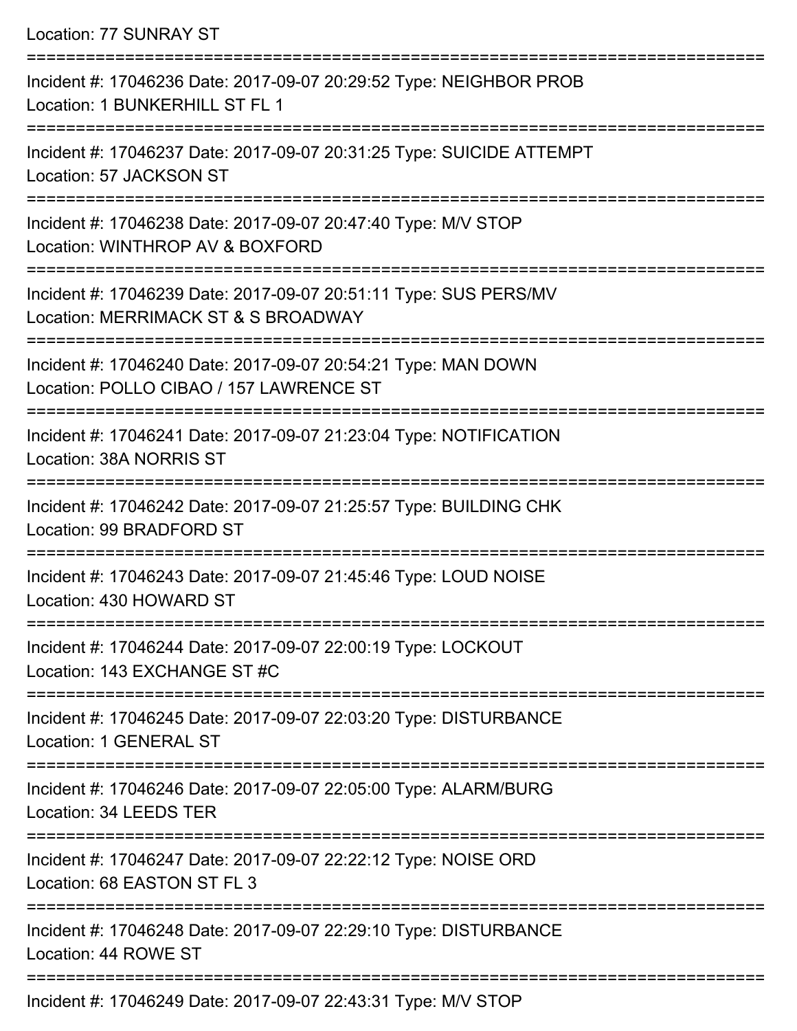Location: 77 SUNRAY ST

===========================================================================

Incident #: 17046236 Date: 2017-09-07 20:29:52 Type: NEIGHBOR PROB
Location: 1 BUNKERHILL ST FL 1

===========================================================================

Incident #: 17046237 Date: 2017-09-07 20:31:25 Type: SUICIDE ATTEMPT
Location: 57 JACKSON ST

===========================================================================

Incident #: 17046238 Date: 2017-09-07 20:47:40 Type: M/V STOP
Location: WINTHROP AV & BOXFORD

===========================================================================

Incident #: 17046239 Date: 2017-09-07 20:51:11 Type: SUS PERS/MV
Location: MERRIMACK ST & S BROADWAY

===========================================================================

Incident #: 17046240 Date: 2017-09-07 20:54:21 Type: MAN DOWN
Location: POLLO CIBAO / 157 LAWRENCE ST

===========================================================================

Incident #: 17046241 Date: 2017-09-07 21:23:04 Type: NOTIFICATION
Location: 38A NORRIS ST

===========================================================================

Incident #: 17046242 Date: 2017-09-07 21:25:57 Type: BUILDING CHK
Location: 99 BRADFORD ST

===========================================================================

Incident #: 17046243 Date: 2017-09-07 21:45:46 Type: LOUD NOISE
Location: 430 HOWARD ST

===========================================================================

Incident #: 17046244 Date: 2017-09-07 22:00:19 Type: LOCKOUT
Location: 143 EXCHANGE ST #C

===========================================================================

Incident #: 17046245 Date: 2017-09-07 22:03:20 Type: DISTURBANCE
Location: 1 GENERAL ST

===========================================================================

Incident #: 17046246 Date: 2017-09-07 22:05:00 Type: ALARM/BURG
Location: 34 LEEDS TER

===========================================================================

Incident #: 17046247 Date: 2017-09-07 22:22:12 Type: NOISE ORD
Location: 68 EASTON ST FL 3

===========================================================================

Incident #: 17046248 Date: 2017-09-07 22:29:10 Type: DISTURBANCE
Location: 44 ROWE ST

===========================================================================

Incident #: 17046249 Date: 2017-09-07 22:43:31 Type: M/V STOP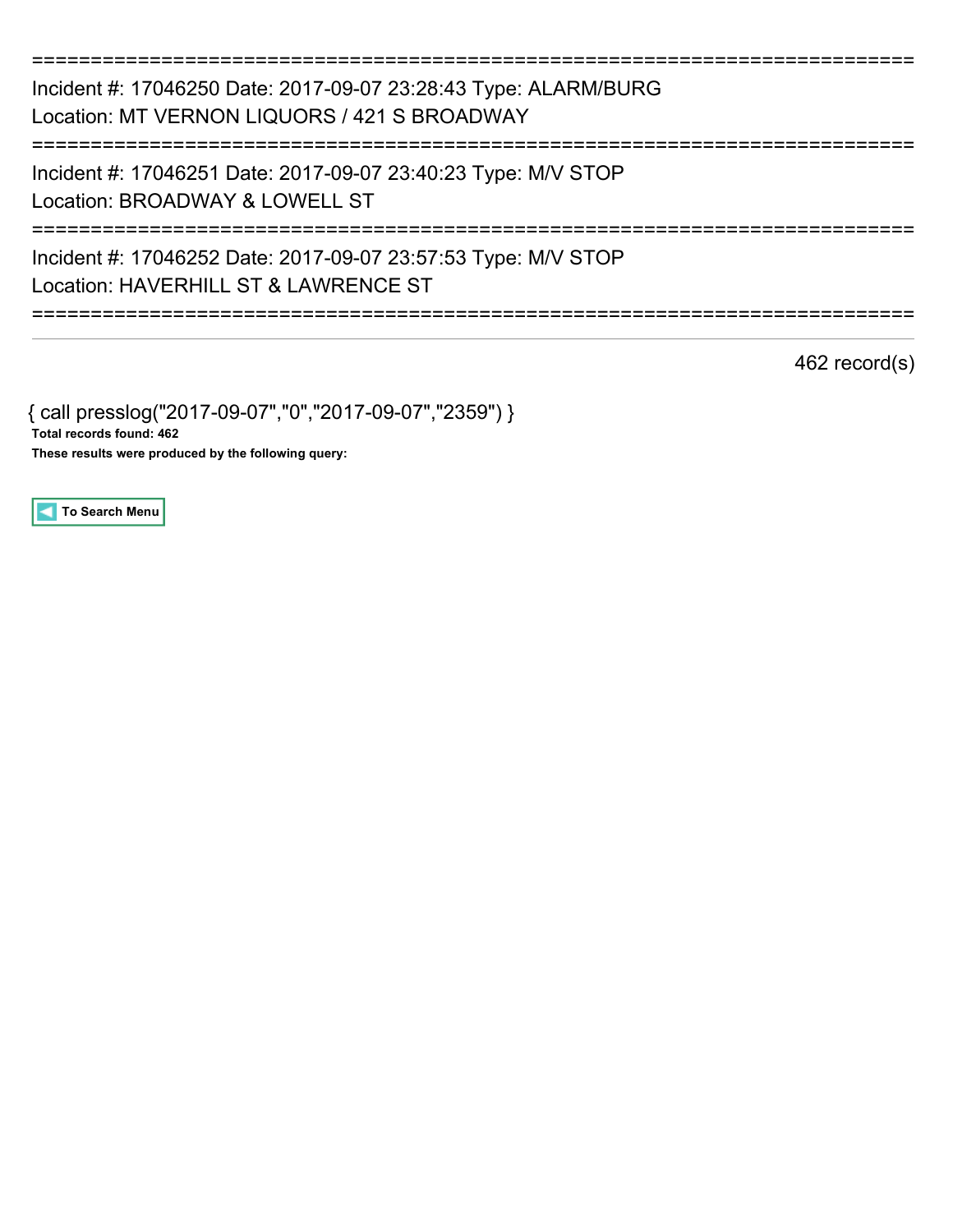===========================================================================

Incident #: 17046250 Date: 2017-09-07 23:28:43 Type: ALARM/BURG
Location: MT VERNON LIQUORS / 421 S BROADWAY

===========================================================================

Incident #: 17046251 Date: 2017-09-07 23:40:23 Type: M/V STOP
Location: BROADWAY & LOWELL ST

===========================================================================

Incident #: 17046252 Date: 2017-09-07 23:57:53 Type: M/V STOP
Location: HAVERHILL ST & LAWRENCE ST

===========================================================================

---

462 record(s)

{ call presslog("2017-09-07","0","2017-09-07","2359") }

**Total records found: 462**

**These results were produced by the following query:**

**To Search Menu**